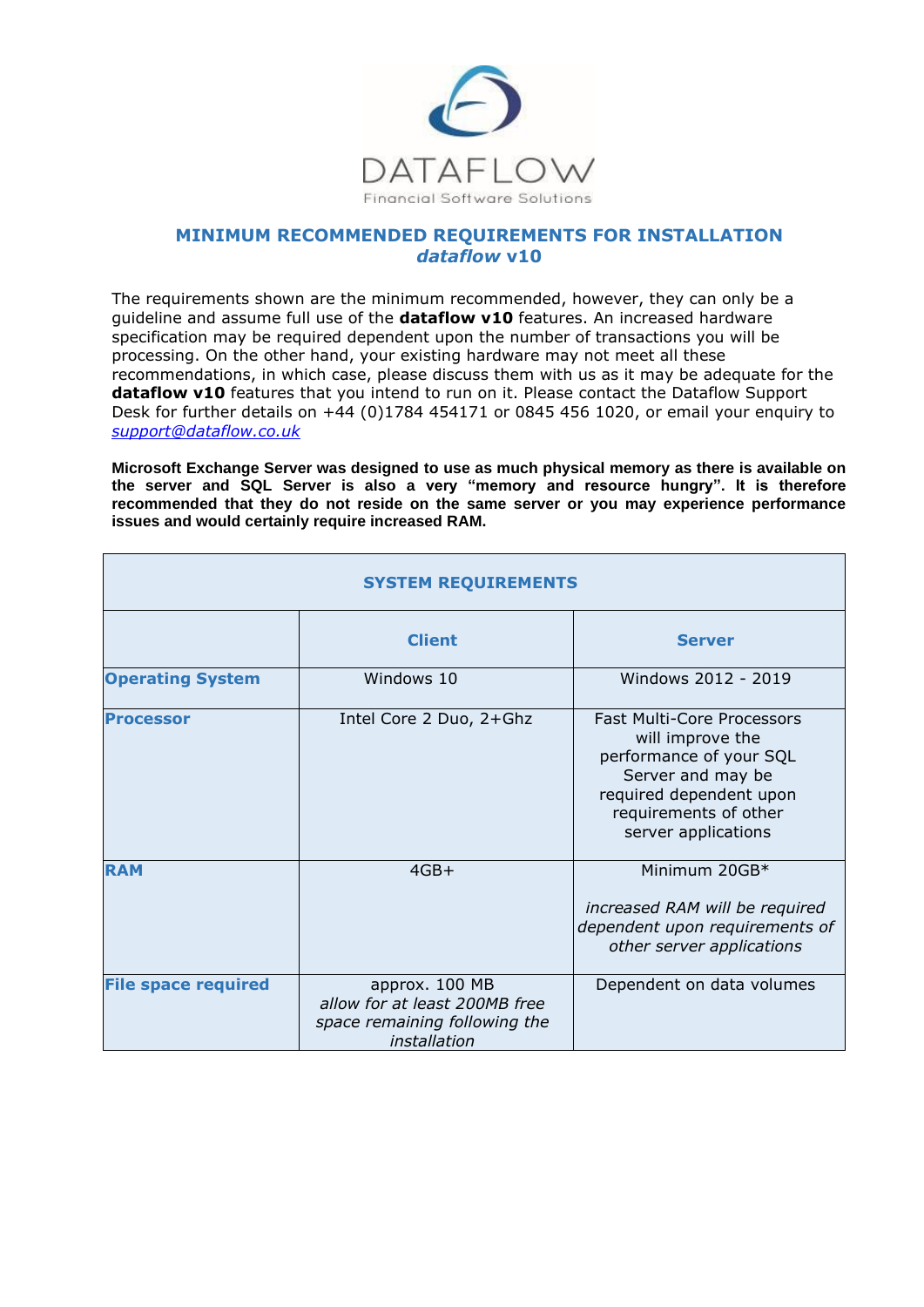DATAFLOW

Financial Software Solutions

## MINIMUM RECOMMENDED REQUIREMENTS FOR INSTALLATION
## *dataflow* v10

The requirements shown are the minimum recommended, however, they can only be a guideline and assume full use of the **dataflow v10** features. An increased hardware specification may be required dependent upon the number of transactions you will be processing. On the other hand, your existing hardware may not meet all these recommendations, in which case, please discuss them with us as it may be adequate for the **dataflow v10** features that you intend to run on it. Please contact the Dataflow Support Desk for further details on +44 (0)1784 454171 or 0845 456 1020, or email your enquiry to *support@dataflow.co.uk*

**Microsoft Exchange Server was designed to use as much physical memory as there is available on the server and SQL Server is also a very "memory and resource hungry". It is therefore recommended that they do not reside on the same server or you may experience performance issues and would certainly require increased RAM.**

| SYSTEM REQUIREMENTS | | |
|---|---|---|
| | **Client** | **Server** |
| **Operating System** | Windows 10 | Windows 2012 - 2019 |
| **Processor** | Intel Core 2 Duo, 2+Ghz | Fast Multi-Core Processors will improve the performance of your SQL Server and may be required dependent upon requirements of other server applications |
| **RAM** | 4GB+ | Minimum 20GB* *increased RAM will be required dependent upon requirements of other server applications* |
| **File space required** | approx. 100 MB *allow for at least 200MB free space remaining following the installation* | Dependent on data volumes |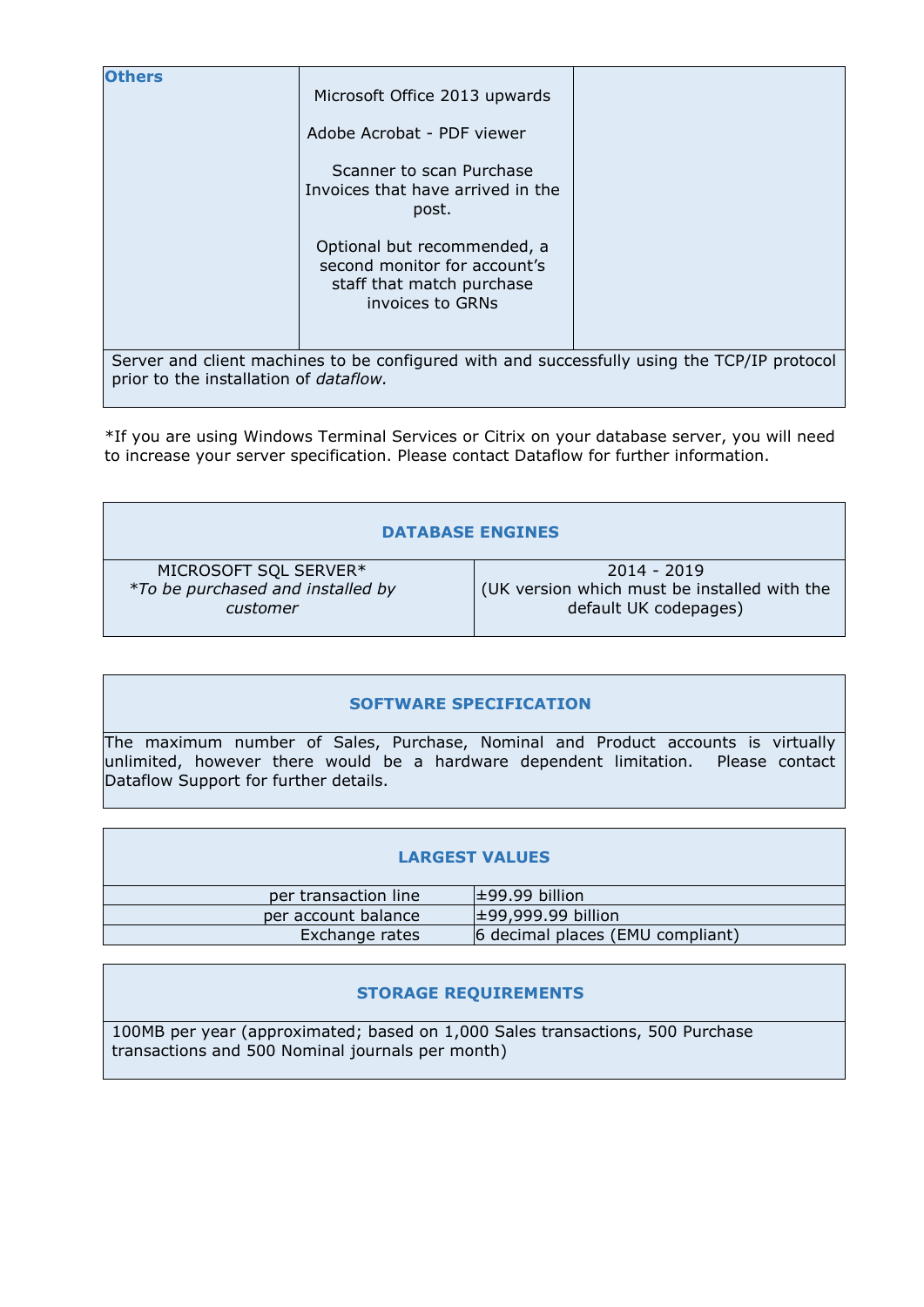| | | |
|---|---|---|
| **Others** | Microsoft Office 2013 upwards<br><br>Adobe Acrobat - PDF viewer<br><br>Scanner to scan Purchase Invoices that have arrived in the post.<br><br>Optional but recommended, a second monitor for account's staff that match purchase invoices to GRNs | |
| Server and client machines to be configured with and successfully using the TCP/IP protocol prior to the installation of *dataflow.* | | |

*If you are using Windows Terminal Services or Citrix on your database server, you will need to increase your server specification. Please contact Dataflow for further information.

| **DATABASE ENGINES** | |
|---|---|
| MICROSOFT SQL SERVER*<br>*\*To be purchased and installed by customer* | 2014 - 2019<br>(UK version which must be installed with the default UK codepages) |

| **SOFTWARE SPECIFICATION** |
|---|
| The maximum number of Sales, Purchase, Nominal and Product accounts is virtually unlimited, however there would be a hardware dependent limitation. Please contact Dataflow Support for further details. |

| **LARGEST VALUES** | |
|---|---|
| per transaction line | ±99.99 billion |
| per account balance | ±99,999.99 billion |
| Exchange rates | 6 decimal places (EMU compliant) |

| **STORAGE REQUIREMENTS** |
|---|
| 100MB per year (approximated; based on 1,000 Sales transactions, 500 Purchase transactions and 500 Nominal journals per month) |